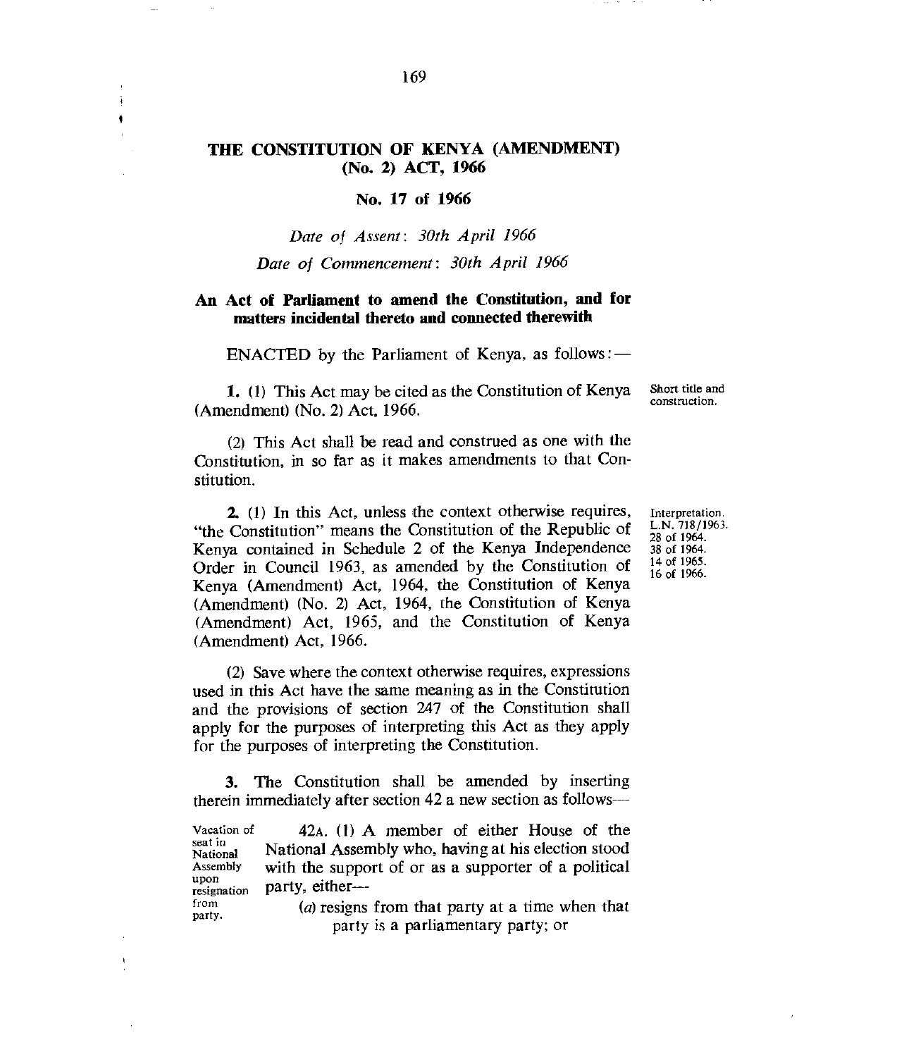# THE CONSTITUTION OF KENYA (AMENDMENT) (No. 2) ACT, 1966

## No. 17 of 1966

*Date of Assent: 30th April 1966*

*Date of Commencement: 30th April 1966*

**An Act of Parliament to amend the Constitution, and for matters incidental thereto and connected therewith**

ENACTED by the Parliament of Kenya, as follows:—

Short title and construction.

**1.** (1) This Act may be cited as the Constitution of Kenya (Amendment) (No. 2) Act, 1966.

(2) This Act shall be read and construed as one with the Constitution, in so far as it makes amendments to that Constitution.

Interpretation. L.N. 718/1963. 28 of 1964. 38 of 1964. 14 of 1965. 16 of 1966.

**2.** (1) In this Act, unless the context otherwise requires, "the Constitution" means the Constitution of the Republic of Kenya contained in Schedule 2 of the Kenya Independence Order in Council 1963, as amended by the Constitution of Kenya (Amendment) Act, 1964, the Constitution of Kenya (Amendment) (No. 2) Act, 1964, the Constitution of Kenya (Amendment) Act, 1965, and the Constitution of Kenya (Amendment) Act, 1966.

(2) Save where the context otherwise requires, expressions used in this Act have the same meaning as in the Constitution and the provisions of section 247 of the Constitution shall apply for the purposes of interpreting this Act as they apply for the purposes of interpreting the Constitution.

**3.** The Constitution shall be amended by inserting therein immediately after section 42 a new section as follows—

Vacation of seat in National Assembly upon resignation from party.

42A. (1) A member of either House of the National Assembly who, having at his election stood with the support of or as a supporter of a political party, either—

(*a*) resigns from that party at a time when that party is a parliamentary party; or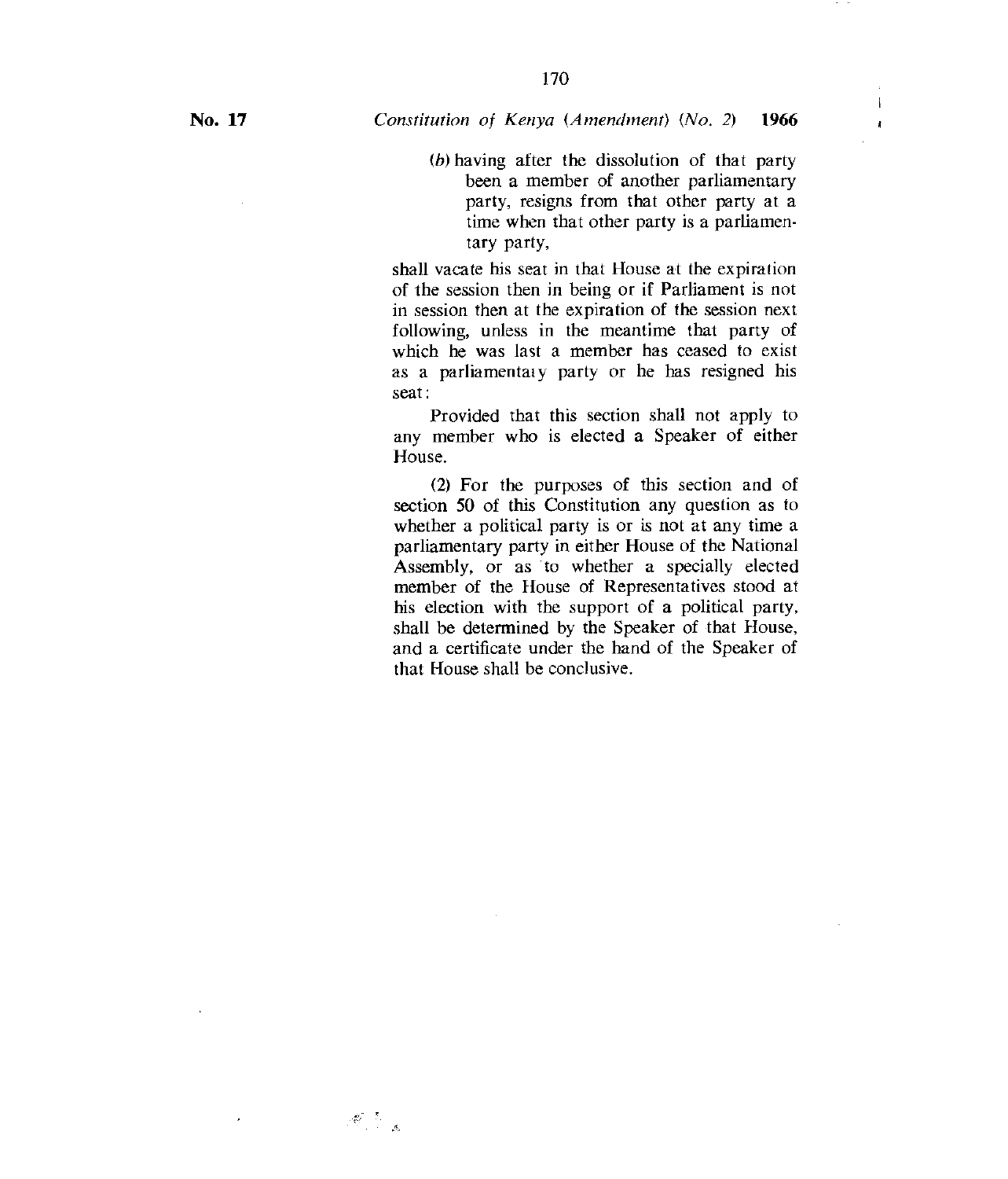(*b*) having after the dissolution of that party been a member of another parliamentary party, resigns from that other party at a time when that other party is a parliamentary party,

shall vacate his seat in that House at the expiration of the session then in being or if Parliament is not in session then at the expiration of the session next following, unless in the meantime that party of which he was last a member has ceased to exist as a parliamentary party or he has resigned his seat:

Provided that this section shall not apply to any member who is elected a Speaker of either House.

(2) For the purposes of this section and of section 50 of this Constitution any question as to whether a political party is or is not at any time a parliamentary party in either House of the National Assembly, or as to whether a specially elected member of the House of Representatives stood at his election with the support of a political party, shall be determined by the Speaker of that House, and a certificate under the hand of the Speaker of that House shall be conclusive.